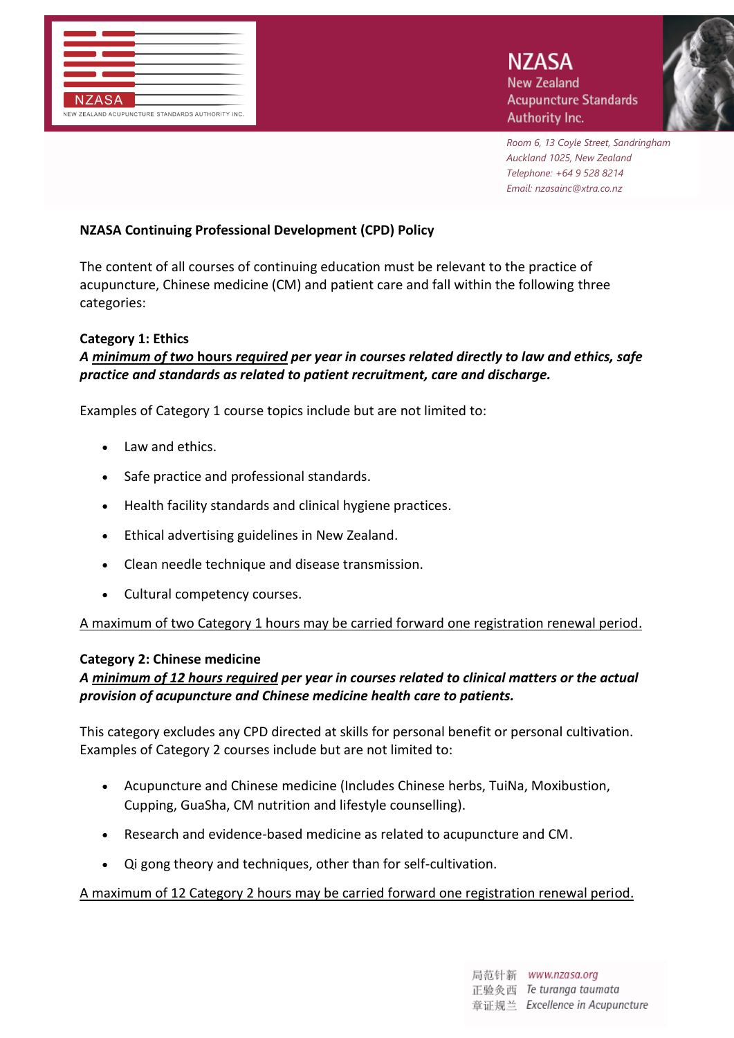NZASA
New Zealand
Acupuncture Standards
Authority Inc.

*Room 6, 13 Coyle Street, Sandringham*
*Auckland 1025, New Zealand*
*Telephone: +64 9 528 8214*
*Email: nzasainc@xtra.co.nz*

**NZASA Continuing Professional Development (CPD) Policy**

The content of all courses of continuing education must be relevant to the practice of acupuncture, Chinese medicine (CM) and patient care and fall within the following three categories:

**Category 1: Ethics**

***A minimum of two hours required per year in courses related directly to law and ethics, safe practice and standards as related to patient recruitment, care and discharge.***

Examples of Category 1 course topics include but are not limited to:

- Law and ethics.
- Safe practice and professional standards.
- Health facility standards and clinical hygiene practices.
- Ethical advertising guidelines in New Zealand.
- Clean needle technique and disease transmission.
- Cultural competency courses.

A maximum of two Category 1 hours may be carried forward one registration renewal period.

**Category 2: Chinese medicine**

***A minimum of 12 hours required per year in courses related to clinical matters or the actual provision of acupuncture and Chinese medicine health care to patients.***

This category excludes any CPD directed at skills for personal benefit or personal cultivation. Examples of Category 2 courses include but are not limited to:

- Acupuncture and Chinese medicine (Includes Chinese herbs, TuiNa, Moxibustion, Cupping, GuaSha, CM nutrition and lifestyle counselling).
- Research and evidence-based medicine as related to acupuncture and CM.
- Qi gong theory and techniques, other than for self-cultivation.

A maximum of 12 Category 2 hours may be carried forward one registration renewal period.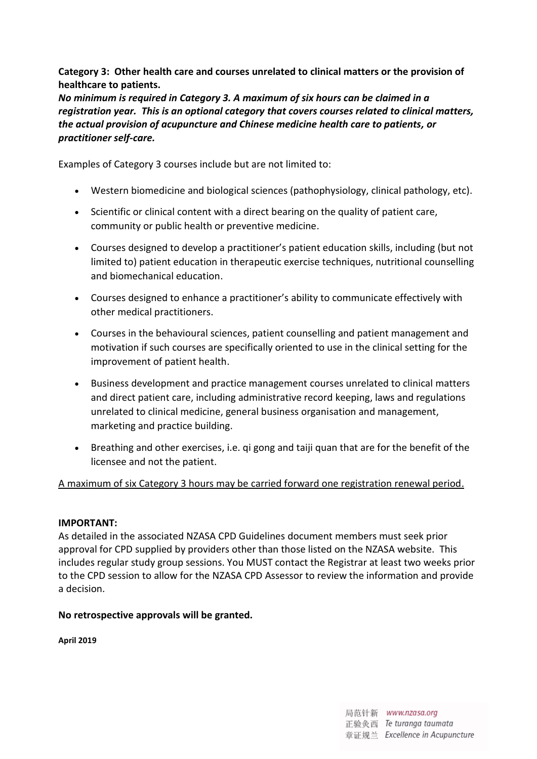**Category 3: Other health care and courses unrelated to clinical matters or the provision of healthcare to patients.**

***No minimum is required in Category 3. A maximum of six hours can be claimed in a registration year. This is an optional category that covers courses related to clinical matters, the actual provision of acupuncture and Chinese medicine health care to patients, or practitioner self-care.***

Examples of Category 3 courses include but are not limited to:

- Western biomedicine and biological sciences (pathophysiology, clinical pathology, etc).
- Scientific or clinical content with a direct bearing on the quality of patient care, community or public health or preventive medicine.
- Courses designed to develop a practitioner's patient education skills, including (but not limited to) patient education in therapeutic exercise techniques, nutritional counselling and biomechanical education.
- Courses designed to enhance a practitioner's ability to communicate effectively with other medical practitioners.
- Courses in the behavioural sciences, patient counselling and patient management and motivation if such courses are specifically oriented to use in the clinical setting for the improvement of patient health.
- Business development and practice management courses unrelated to clinical matters and direct patient care, including administrative record keeping, laws and regulations unrelated to clinical medicine, general business organisation and management, marketing and practice building.
- Breathing and other exercises, i.e. qi gong and taiji quan that are for the benefit of the licensee and not the patient.

<u>A maximum of six Category 3 hours may be carried forward one registration renewal period.</u>

**IMPORTANT:**
As detailed in the associated NZASA CPD Guidelines document members must seek prior approval for CPD supplied by providers other than those listed on the NZASA website. This includes regular study group sessions. You MUST contact the Registrar at least two weeks prior to the CPD session to allow for the NZASA CPD Assessor to review the information and provide a decision.

**No retrospective approvals will be granted.**

**April 2019**